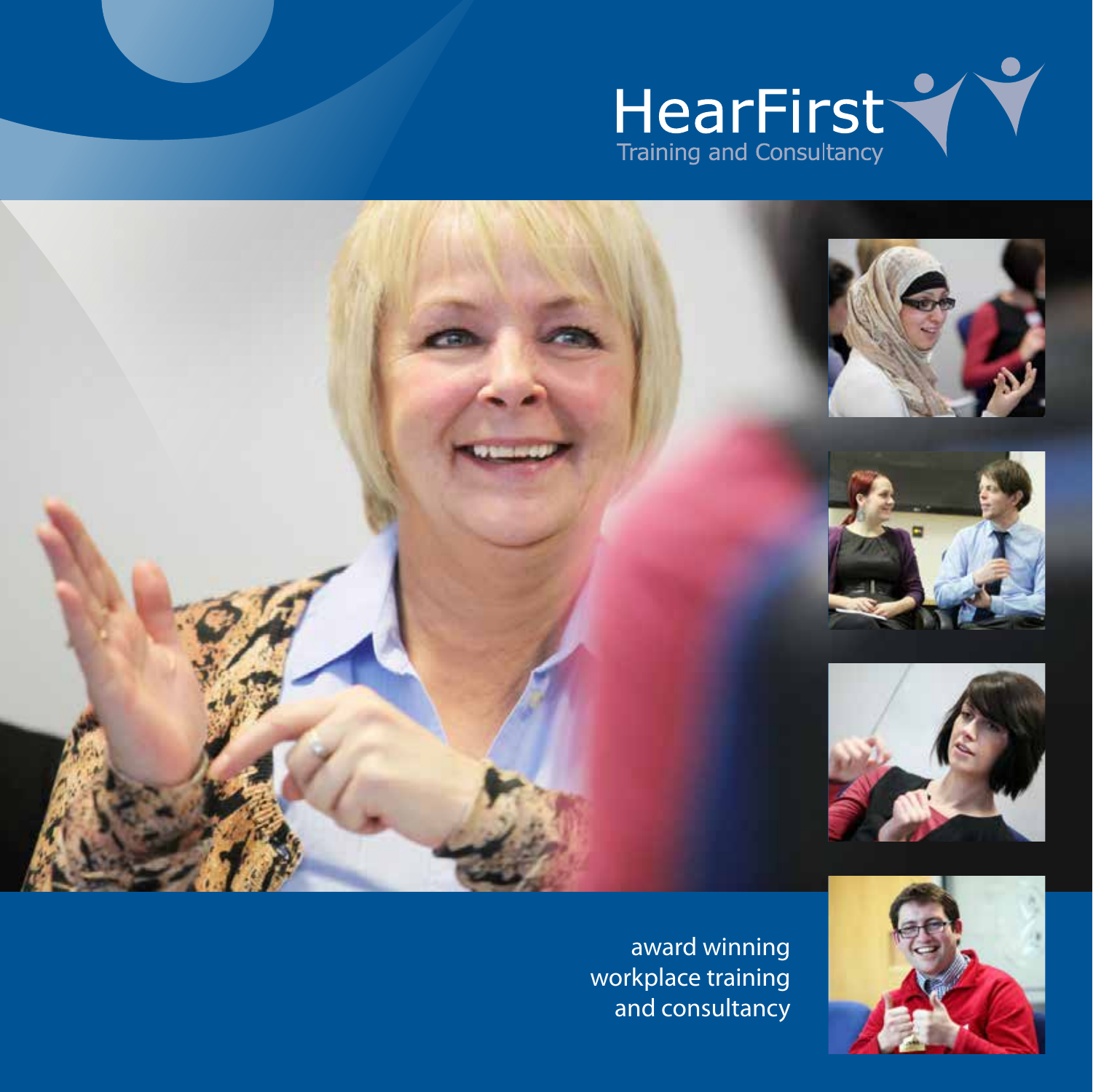# HearFirst

Training and Consultancy

award winning
workplace training
and consultancy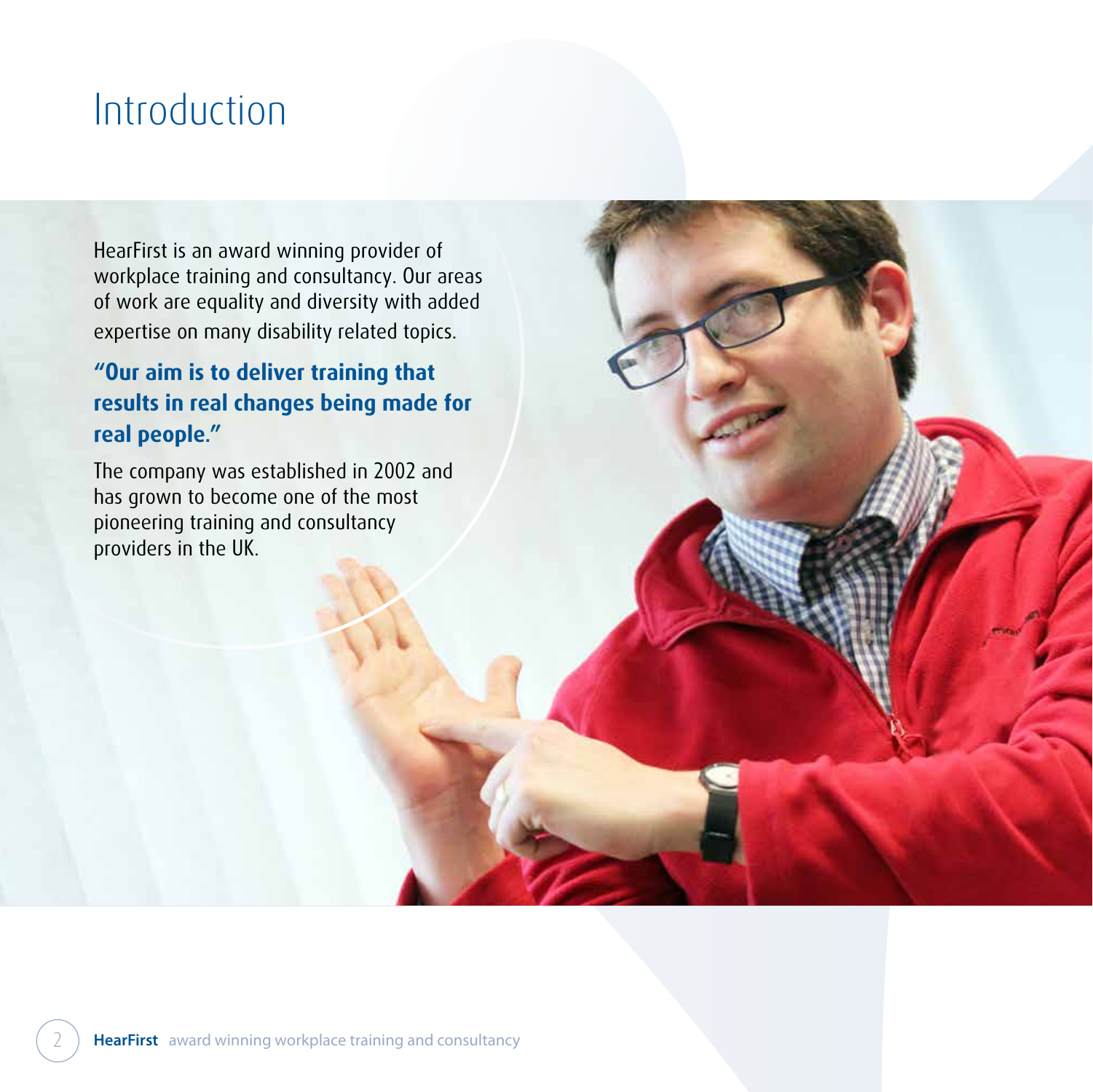# Introduction

HearFirst is an award winning provider of workplace training and consultancy. Our areas of work are equality and diversity with added expertise on many disability related topics.

**"Our aim is to deliver training that results in real changes being made for real people."**

The company was established in 2002 and has grown to become one of the most pioneering training and consultancy providers in the UK.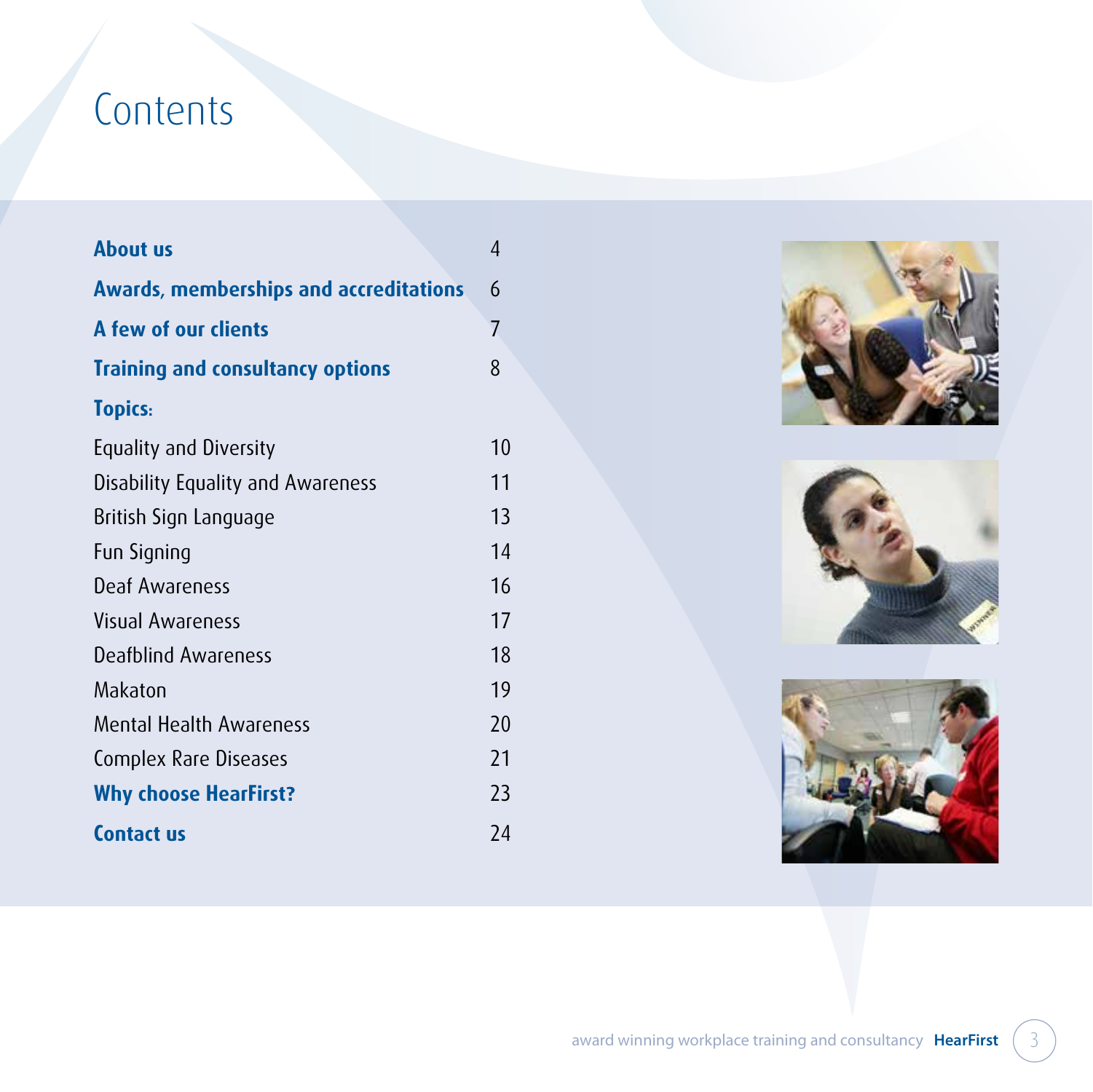# Contents

| | |
|---|---|
| **About us** | 4 |
| **Awards, memberships and accreditations** | 6 |
| **A few of our clients** | 7 |
| **Training and consultancy options** | 8 |
| **Topics:** | |
| Equality and Diversity | 10 |
| Disability Equality and Awareness | 11 |
| British Sign Language | 13 |
| Fun Signing | 14 |
| Deaf Awareness | 16 |
| Visual Awareness | 17 |
| Deafblind Awareness | 18 |
| Makaton | 19 |
| Mental Health Awareness | 20 |
| Complex Rare Diseases | 21 |
| **Why choose HearFirst?** | 23 |
| **Contact us** | 24 |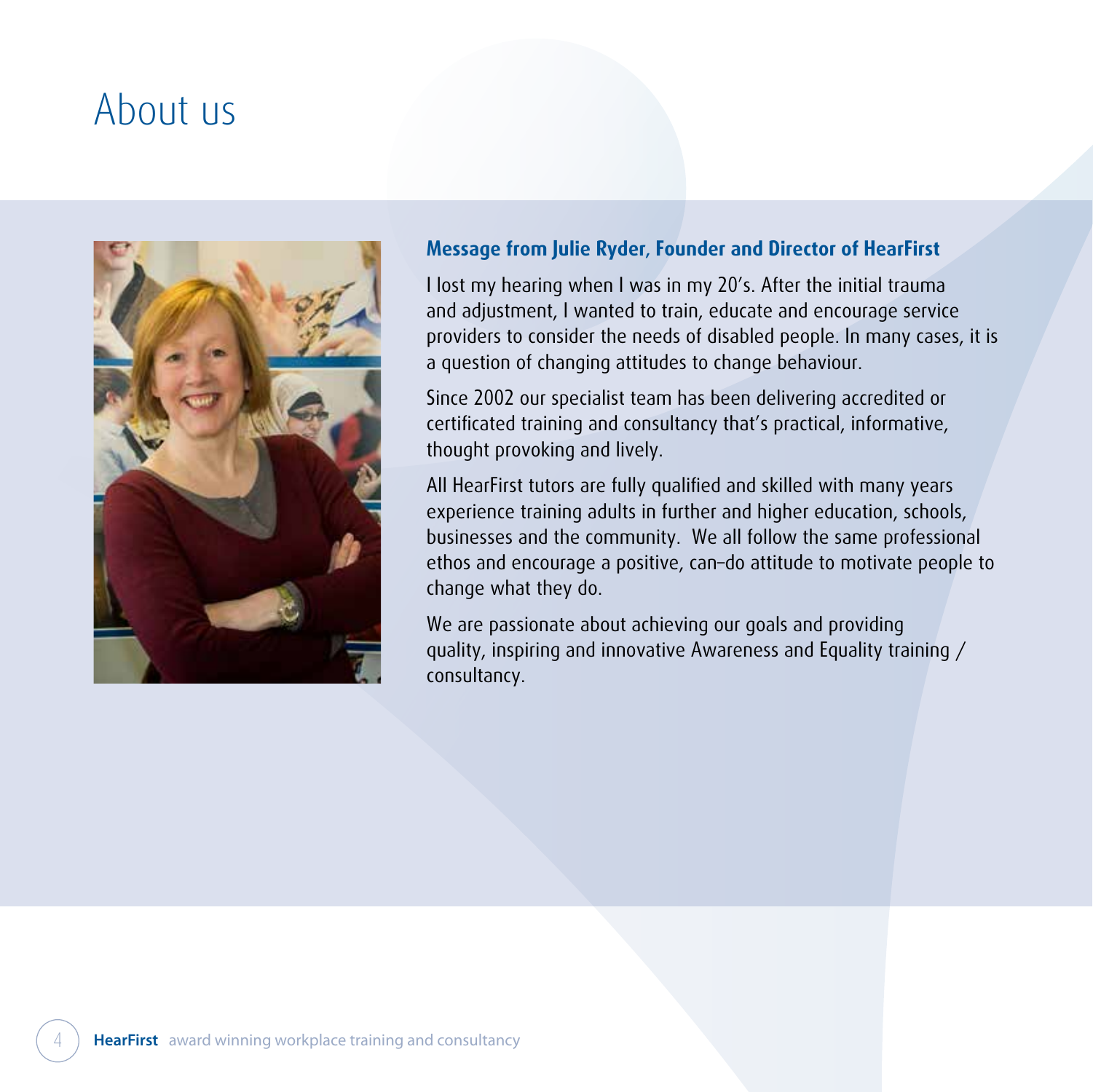# About us

### Message from Julie Ryder, Founder and Director of HearFirst

I lost my hearing when I was in my 20's. After the initial trauma and adjustment, I wanted to train, educate and encourage service providers to consider the needs of disabled people. In many cases, it is a question of changing attitudes to change behaviour.

Since 2002 our specialist team has been delivering accredited or certificated training and consultancy that's practical, informative, thought provoking and lively.

All HearFirst tutors are fully qualified and skilled with many years experience training adults in further and higher education, schools, businesses and the community. We all follow the same professional ethos and encourage a positive, can-do attitude to motivate people to change what they do.

We are passionate about achieving our goals and providing quality, inspiring and innovative Awareness and Equality training / consultancy.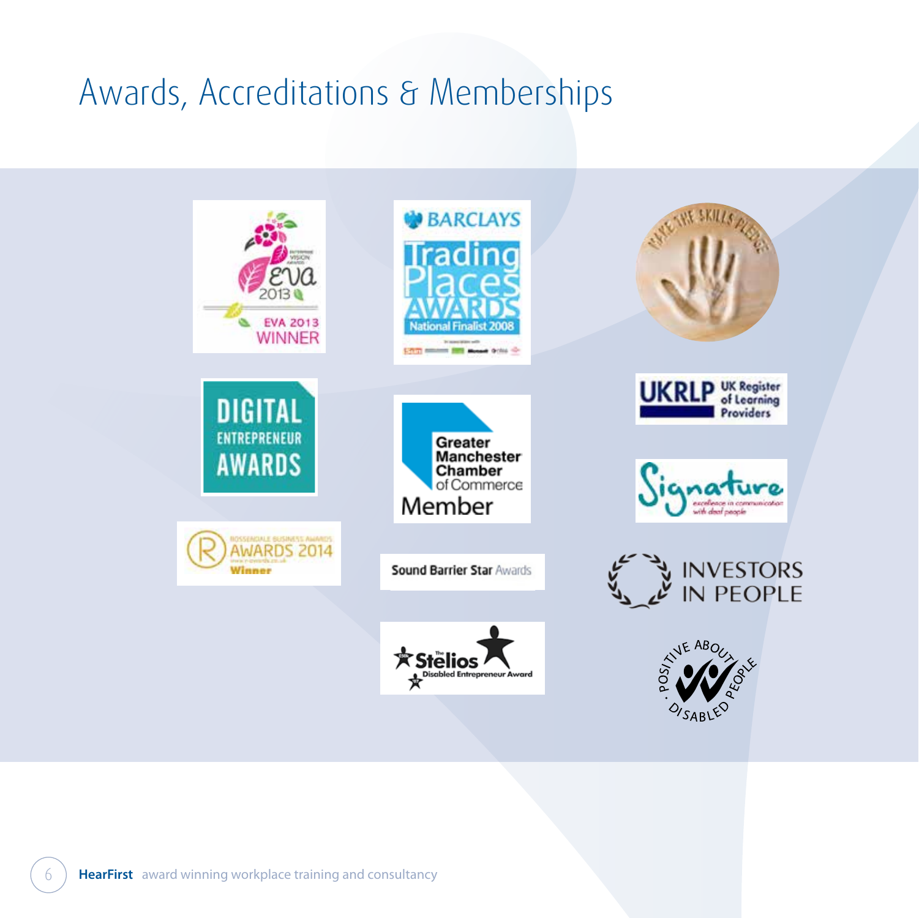# Awards, Accreditations & Memberships

EVA 2013 WINNER

BARCLAYS Trading Places AWARDS National Finalist 2008

MAKE THE SKILLS PLEDGE

DIGITAL ENTREPRENEUR AWARDS

Greater Manchester Chamber of Commerce Member

UKRLP UK Register of Learning Providers

Signature excellence in communication with deaf people

ROSSENDALE BUSINESS AWARDS AWARDS 2014 Winner

Sound Barrier Star Awards

INVESTORS IN PEOPLE

The Stelios Disabled Entrepreneur Award

POSITIVE ABOUT DISABLED PEOPLE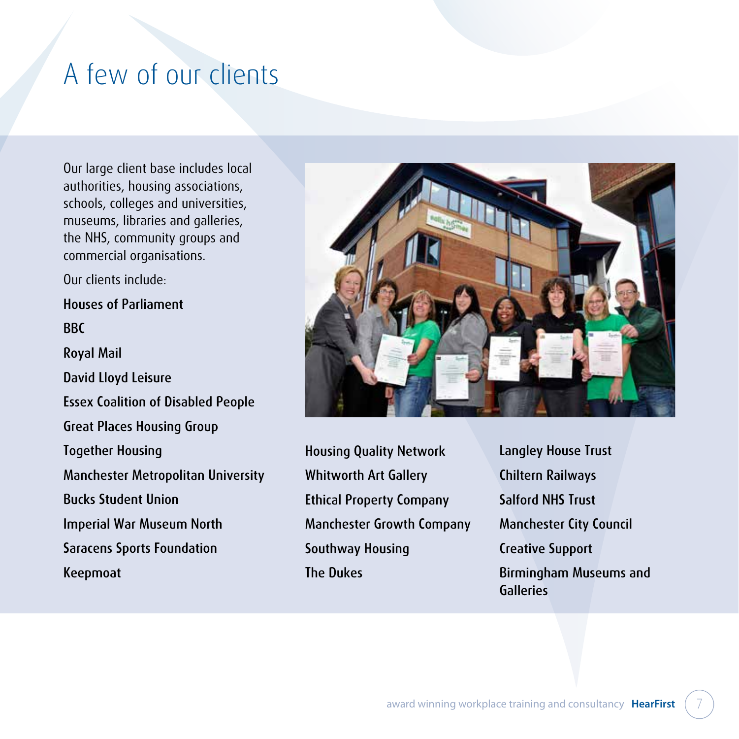# A few of our clients

Our large client base includes local authorities, housing associations, schools, colleges and universities, museums, libraries and galleries, the NHS, community groups and commercial organisations.

Our clients include:

- Houses of Parliament
- BBC
- Royal Mail
- David Lloyd Leisure
- Essex Coalition of Disabled People
- Great Places Housing Group
- Together Housing
- Manchester Metropolitan University
- Bucks Student Union
- Imperial War Museum North
- Saracens Sports Foundation
- Keepmoat
- Housing Quality Network
- Whitworth Art Gallery
- Ethical Property Company
- Manchester Growth Company
- Southway Housing
- The Dukes
- Langley House Trust
- Chiltern Railways
- Salford NHS Trust
- Manchester City Council
- Creative Support
- Birmingham Museums and Galleries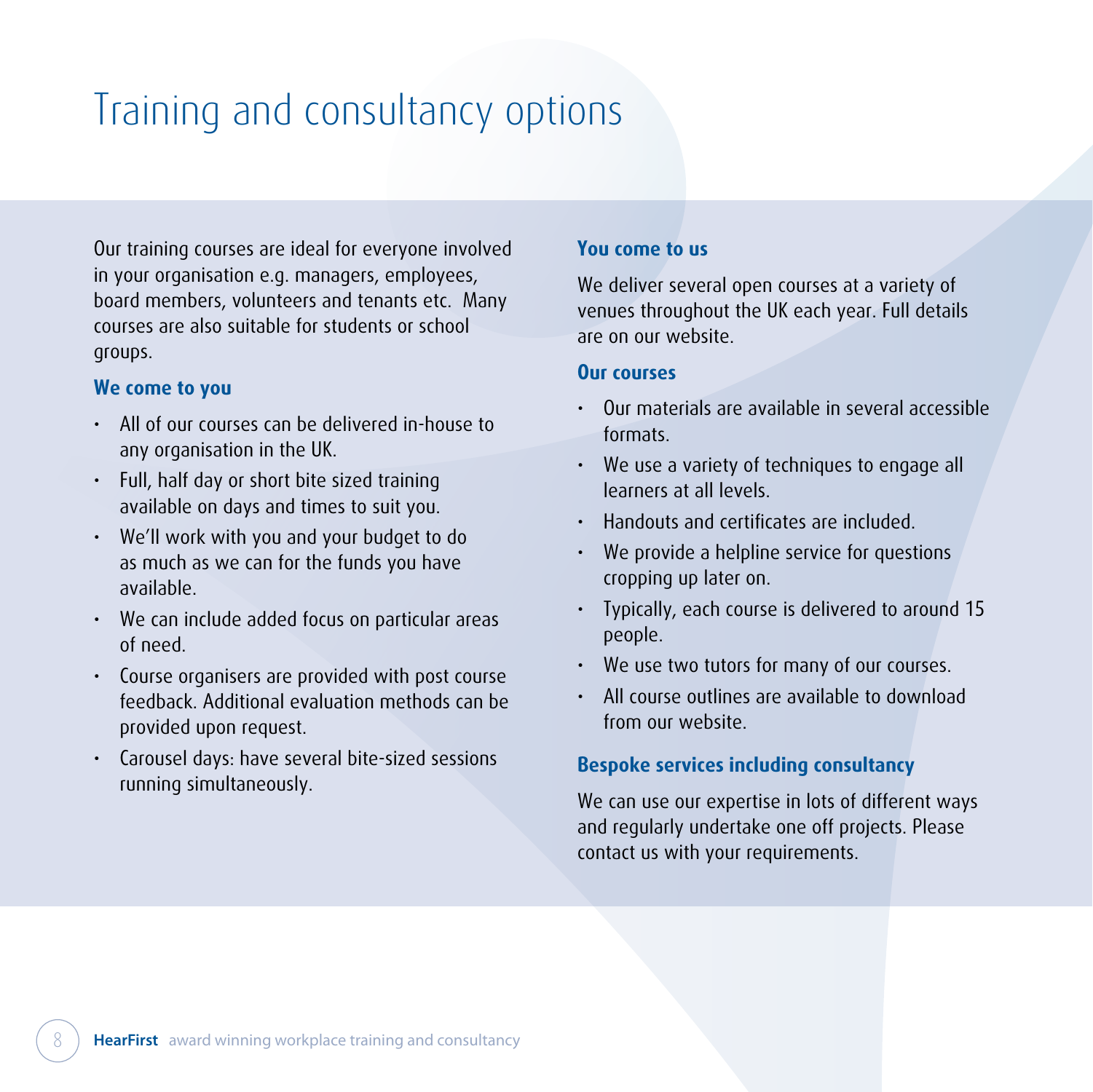# Training and consultancy options

Our training courses are ideal for everyone involved in your organisation e.g. managers, employees, board members, volunteers and tenants etc. Many courses are also suitable for students or school groups.

## We come to you

- All of our courses can be delivered in-house to any organisation in the UK.
- Full, half day or short bite sized training available on days and times to suit you.
- We'll work with you and your budget to do as much as we can for the funds you have available.
- We can include added focus on particular areas of need.
- Course organisers are provided with post course feedback. Additional evaluation methods can be provided upon request.
- Carousel days: have several bite-sized sessions running simultaneously.

## You come to us

We deliver several open courses at a variety of venues throughout the UK each year. Full details are on our website.

## Our courses

- Our materials are available in several accessible formats.
- We use a variety of techniques to engage all learners at all levels.
- Handouts and certificates are included.
- We provide a helpline service for questions cropping up later on.
- Typically, each course is delivered to around 15 people.
- We use two tutors for many of our courses.
- All course outlines are available to download from our website.

## Bespoke services including consultancy

We can use our expertise in lots of different ways and regularly undertake one off projects. Please contact us with your requirements.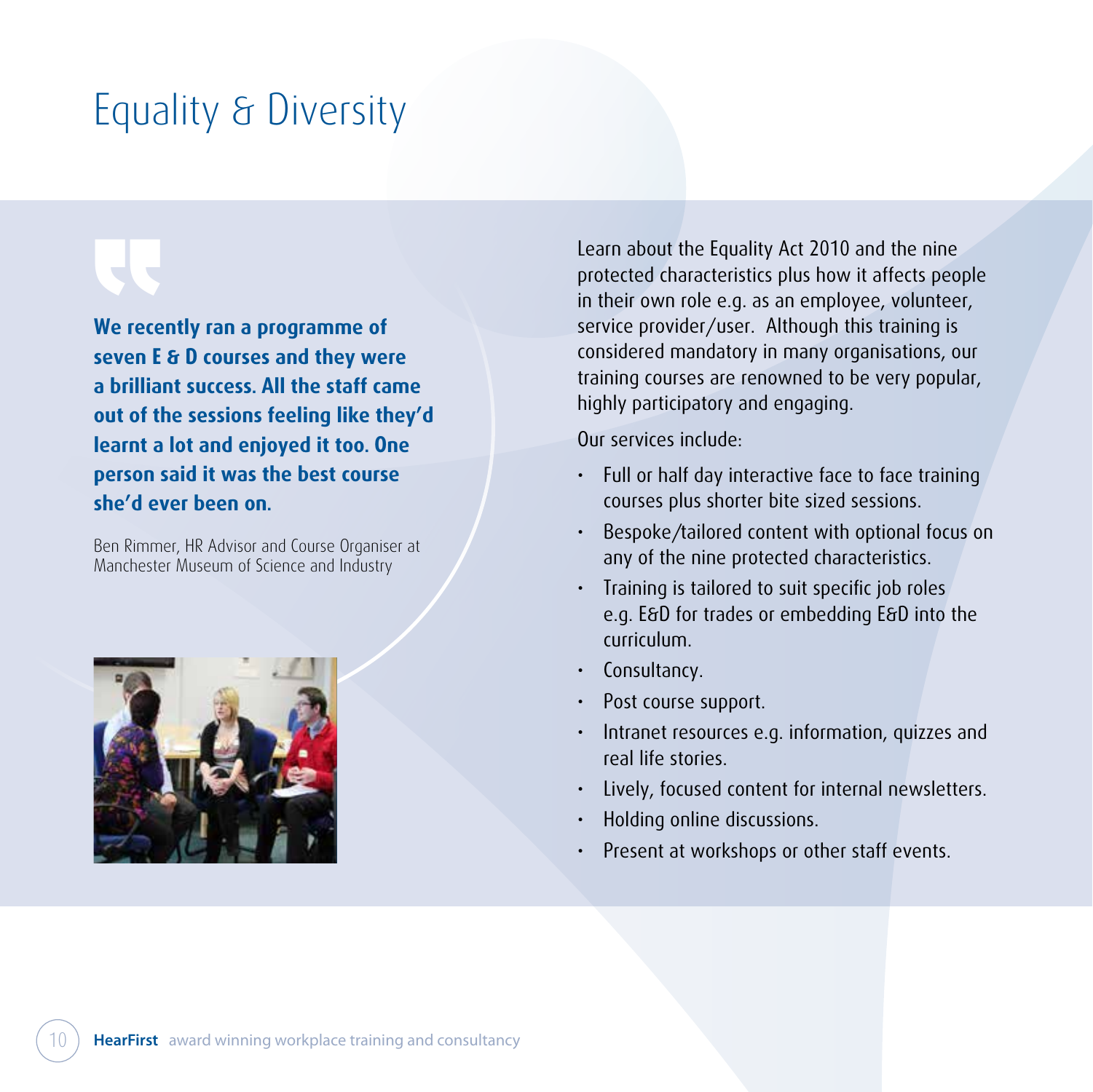# Equality & Diversity

**We recently ran a programme of seven E & D courses and they were a brilliant success. All the staff came out of the sessions feeling like they'd learnt a lot and enjoyed it too. One person said it was the best course she'd ever been on.**

Ben Rimmer, HR Advisor and Course Organiser at Manchester Museum of Science and Industry

Learn about the Equality Act 2010 and the nine protected characteristics plus how it affects people in their own role e.g. as an employee, volunteer, service provider/user. Although this training is considered mandatory in many organisations, our training courses are renowned to be very popular, highly participatory and engaging.

Our services include:

- Full or half day interactive face to face training courses plus shorter bite sized sessions.
- Bespoke/tailored content with optional focus on any of the nine protected characteristics.
- Training is tailored to suit specific job roles e.g. E&D for trades or embedding E&D into the curriculum.
- Consultancy.
- Post course support.
- Intranet resources e.g. information, quizzes and real life stories.
- Lively, focused content for internal newsletters.
- Holding online discussions.
- Present at workshops or other staff events.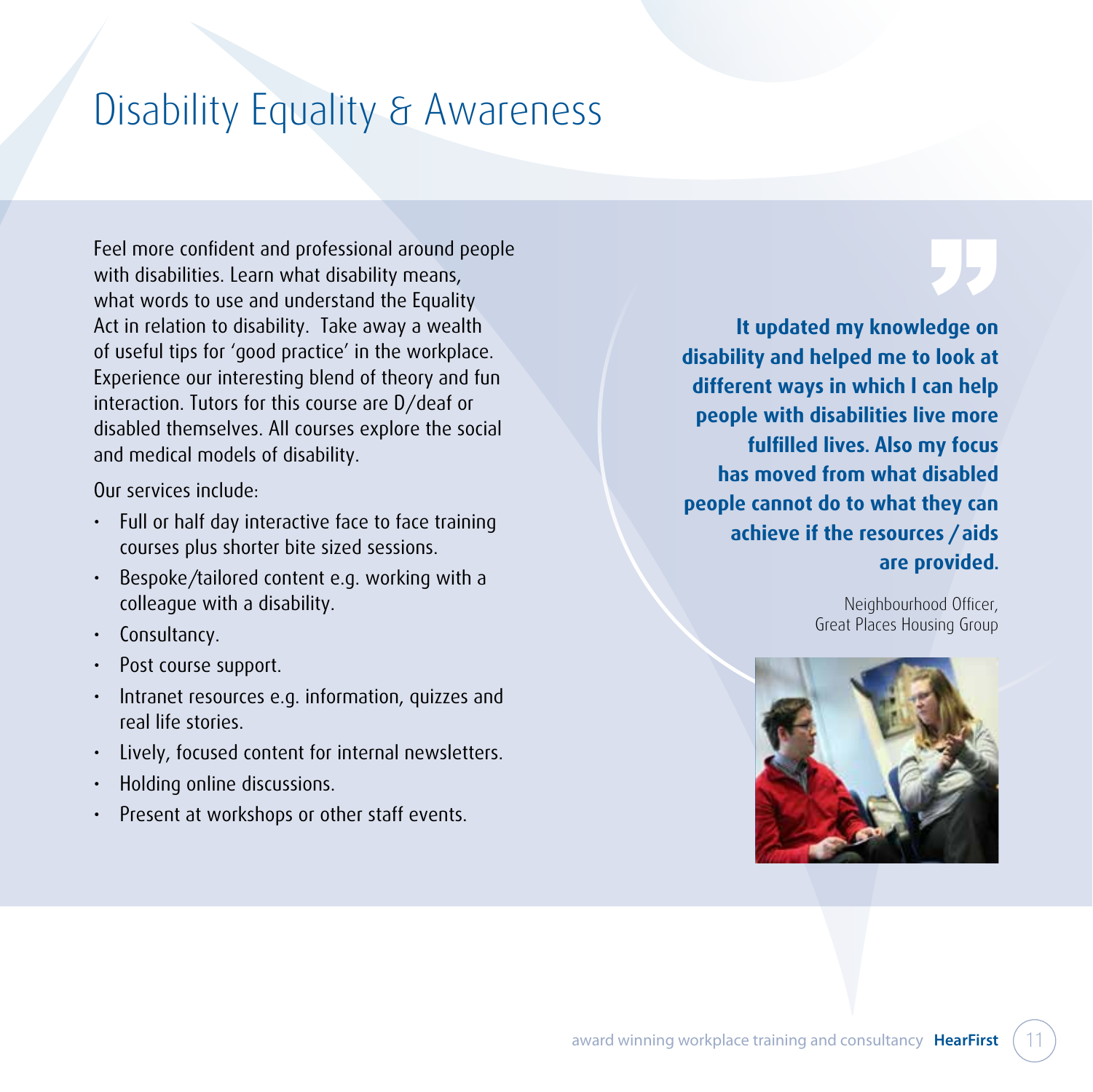# Disability Equality & Awareness

Feel more confident and professional around people with disabilities. Learn what disability means, what words to use and understand the Equality Act in relation to disability. Take away a wealth of useful tips for 'good practice' in the workplace. Experience our interesting blend of theory and fun interaction. Tutors for this course are D/deaf or disabled themselves. All courses explore the social and medical models of disability.

Our services include:

- Full or half day interactive face to face training courses plus shorter bite sized sessions.
- Bespoke/tailored content e.g. working with a colleague with a disability.
- Consultancy.
- Post course support.
- Intranet resources e.g. information, quizzes and real life stories.
- Lively, focused content for internal newsletters.
- Holding online discussions.
- Present at workshops or other staff events.

> **It updated my knowledge on disability and helped me to look at different ways in which I can help people with disabilities live more fulfilled lives. Also my focus has moved from what disabled people cannot do to what they can achieve if the resources / aids are provided.**
>
> Neighbourhood Officer,
> Great Places Housing Group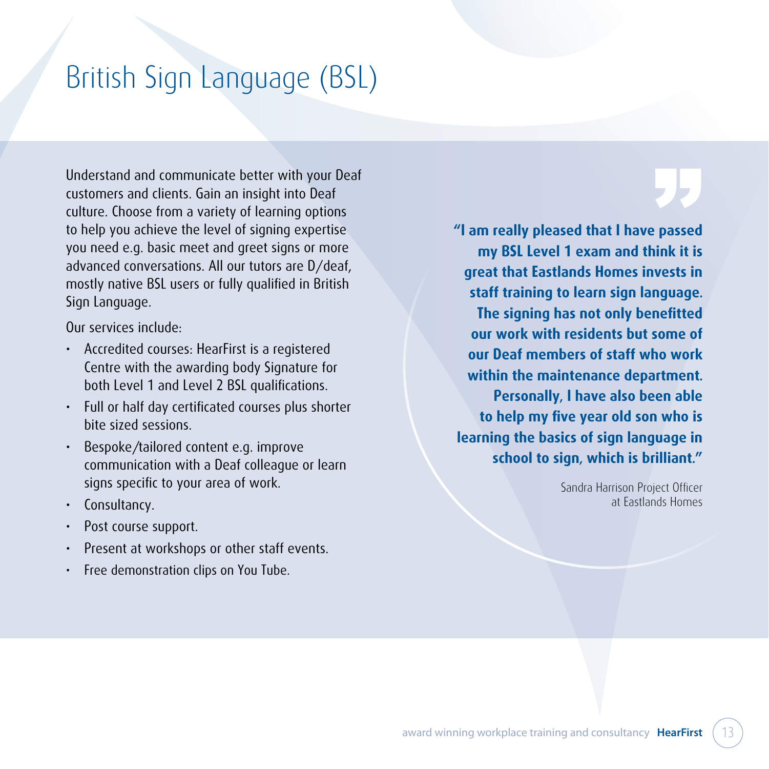# British Sign Language (BSL)

Understand and communicate better with your Deaf customers and clients. Gain an insight into Deaf culture. Choose from a variety of learning options to help you achieve the level of signing expertise you need e.g. basic meet and greet signs or more advanced conversations. All our tutors are D/deaf, mostly native BSL users or fully qualified in British Sign Language.

Our services include:

- Accredited courses: HearFirst is a registered Centre with the awarding body Signature for both Level 1 and Level 2 BSL qualifications.
- Full or half day certificated courses plus shorter bite sized sessions.
- Bespoke/tailored content e.g. improve communication with a Deaf colleague or learn signs specific to your area of work.
- Consultancy.
- Post course support.
- Present at workshops or other staff events.
- Free demonstration clips on You Tube.

**"I am really pleased that I have passed my BSL Level 1 exam and think it is great that Eastlands Homes invests in staff training to learn sign language. The signing has not only benefitted our work with residents but some of our Deaf members of staff who work within the maintenance department. Personally, I have also been able to help my five year old son who is learning the basics of sign language in school to sign, which is brilliant."**

Sandra Harrison Project Officer at Eastlands Homes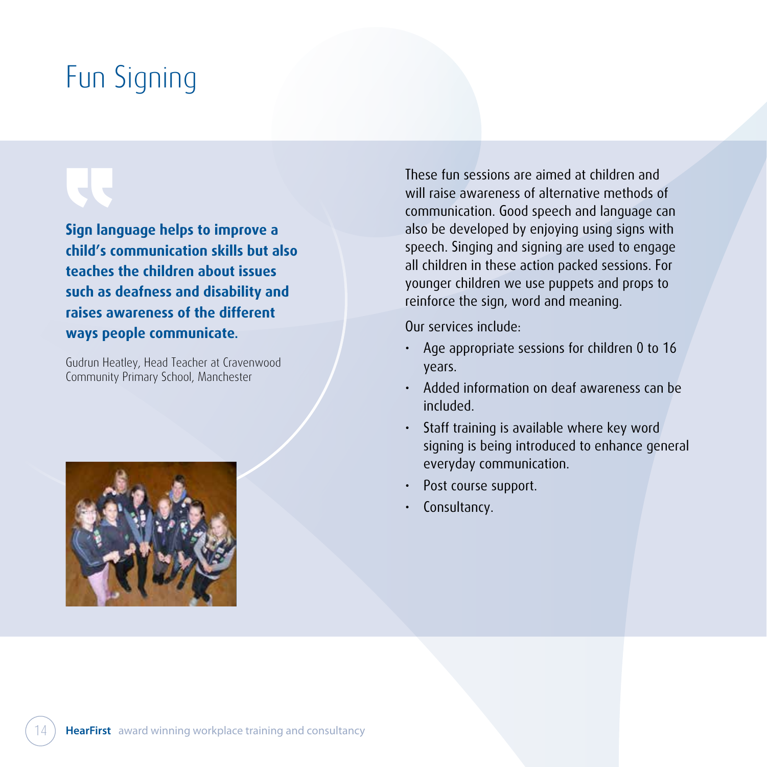# Fun Signing

> **Sign language helps to improve a child's communication skills but also teaches the children about issues such as deafness and disability and raises awareness of the different ways people communicate.**
>
> Gudrun Heatley, Head Teacher at Cravenwood Community Primary School, Manchester

These fun sessions are aimed at children and will raise awareness of alternative methods of communication. Good speech and language can also be developed by enjoying using signs with speech. Singing and signing are used to engage all children in these action packed sessions. For younger children we use puppets and props to reinforce the sign, word and meaning.

Our services include:

- Age appropriate sessions for children 0 to 16 years.
- Added information on deaf awareness can be included.
- Staff training is available where key word signing is being introduced to enhance general everyday communication.
- Post course support.
- Consultancy.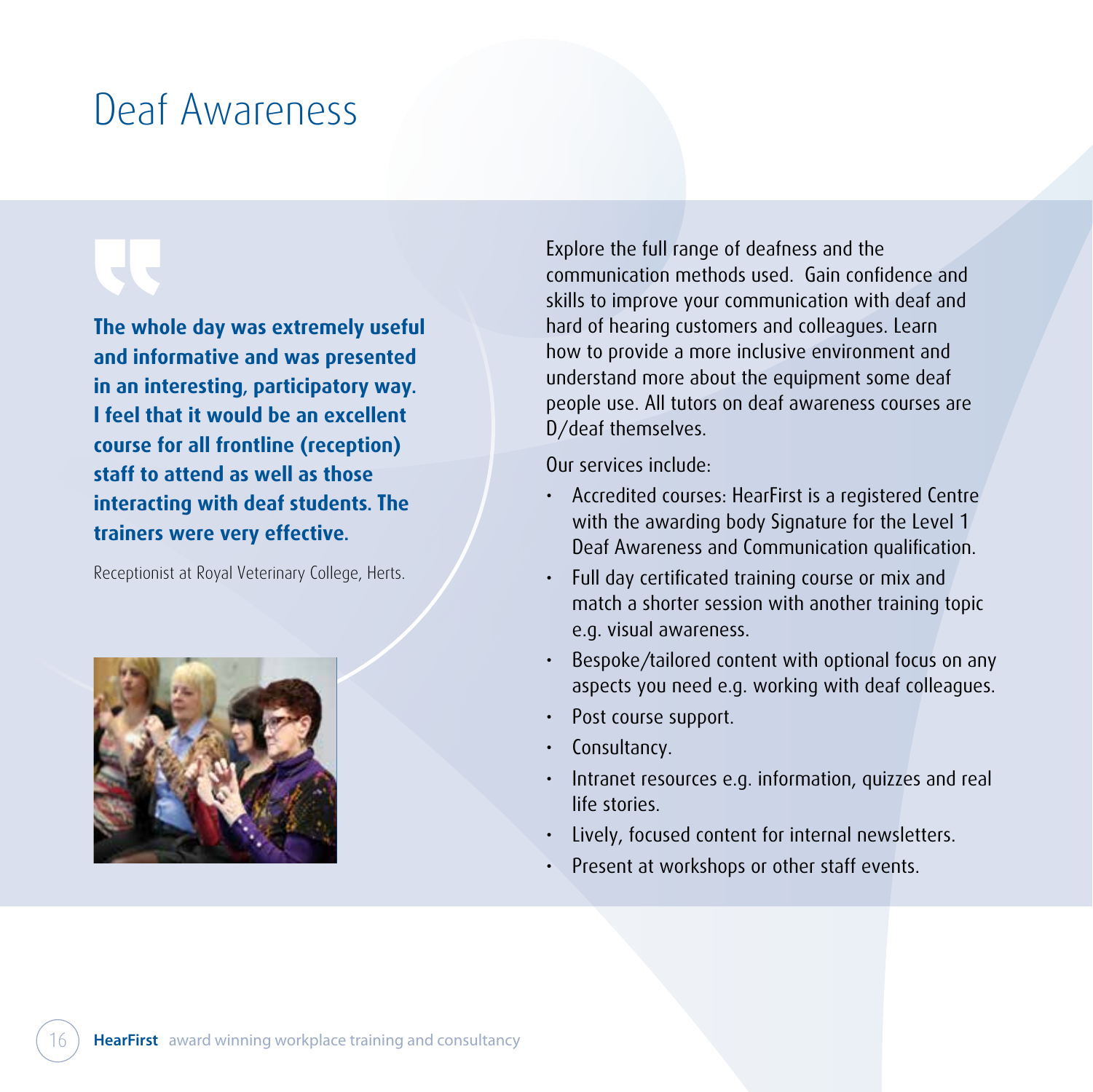# Deaf Awareness

**The whole day was extremely useful and informative and was presented in an interesting, participatory way. I feel that it would be an excellent course for all frontline (reception) staff to attend as well as those interacting with deaf students. The trainers were very effective.**

Receptionist at Royal Veterinary College, Herts.

Explore the full range of deafness and the communication methods used. Gain confidence and skills to improve your communication with deaf and hard of hearing customers and colleagues. Learn how to provide a more inclusive environment and understand more about the equipment some deaf people use. All tutors on deaf awareness courses are D/deaf themselves.

Our services include:

- Accredited courses: HearFirst is a registered Centre with the awarding body Signature for the Level 1 Deaf Awareness and Communication qualification.
- Full day certificated training course or mix and match a shorter session with another training topic e.g. visual awareness.
- Bespoke/tailored content with optional focus on any aspects you need e.g. working with deaf colleagues.
- Post course support.
- Consultancy.
- Intranet resources e.g. information, quizzes and real life stories.
- Lively, focused content for internal newsletters.
- Present at workshops or other staff events.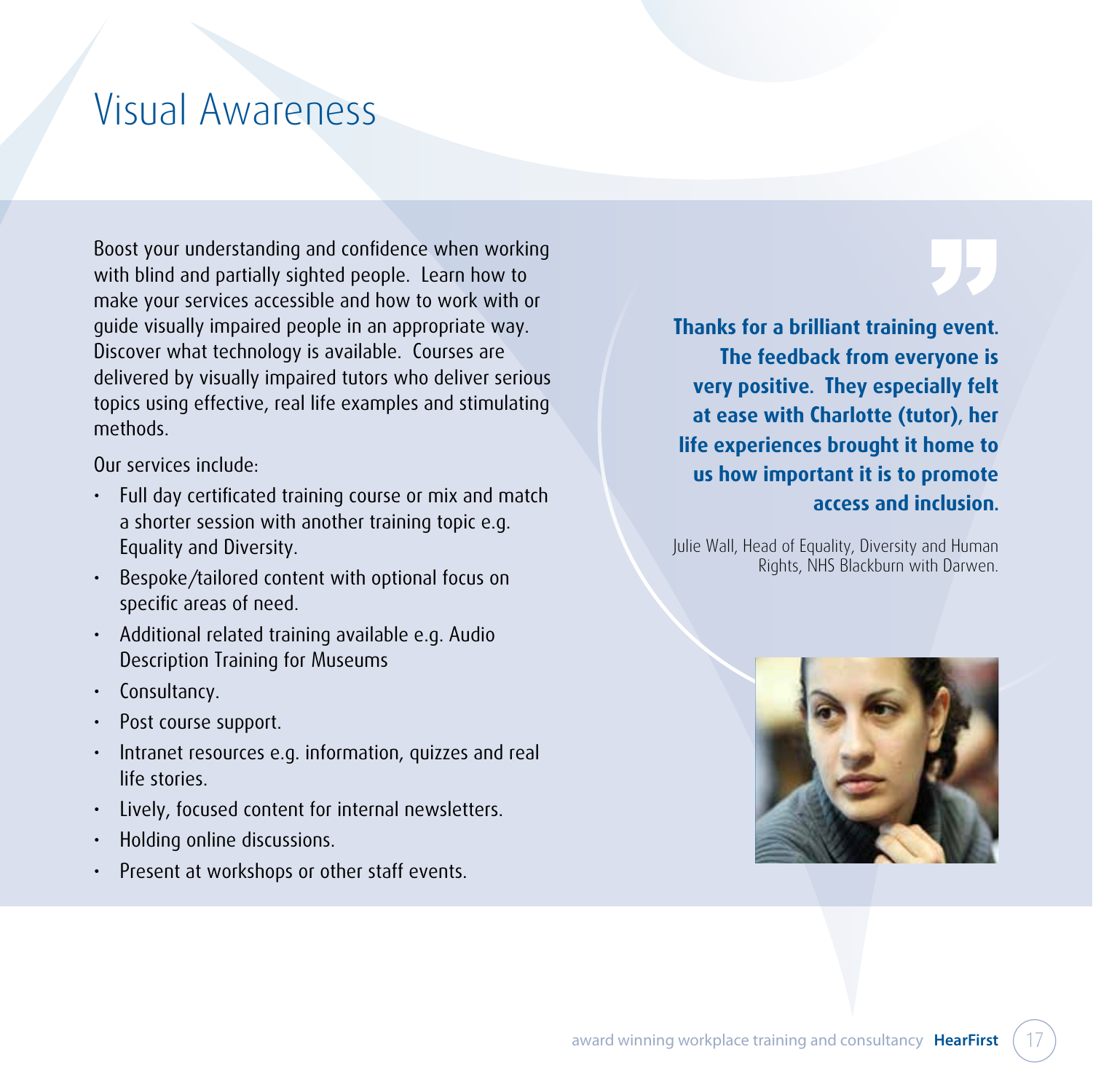# Visual Awareness

Boost your understanding and confidence when working with blind and partially sighted people. Learn how to make your services accessible and how to work with or guide visually impaired people in an appropriate way. Discover what technology is available. Courses are delivered by visually impaired tutors who deliver serious topics using effective, real life examples and stimulating methods.

Our services include:

- Full day certificated training course or mix and match a shorter session with another training topic e.g. Equality and Diversity.
- Bespoke/tailored content with optional focus on specific areas of need.
- Additional related training available e.g. Audio Description Training for Museums
- Consultancy.
- Post course support.
- Intranet resources e.g. information, quizzes and real life stories.
- Lively, focused content for internal newsletters.
- Holding online discussions.
- Present at workshops or other staff events.

**Thanks for a brilliant training event. The feedback from everyone is very positive. They especially felt at ease with Charlotte (tutor), her life experiences brought it home to us how important it is to promote access and inclusion.**

Julie Wall, Head of Equality, Diversity and Human Rights, NHS Blackburn with Darwen.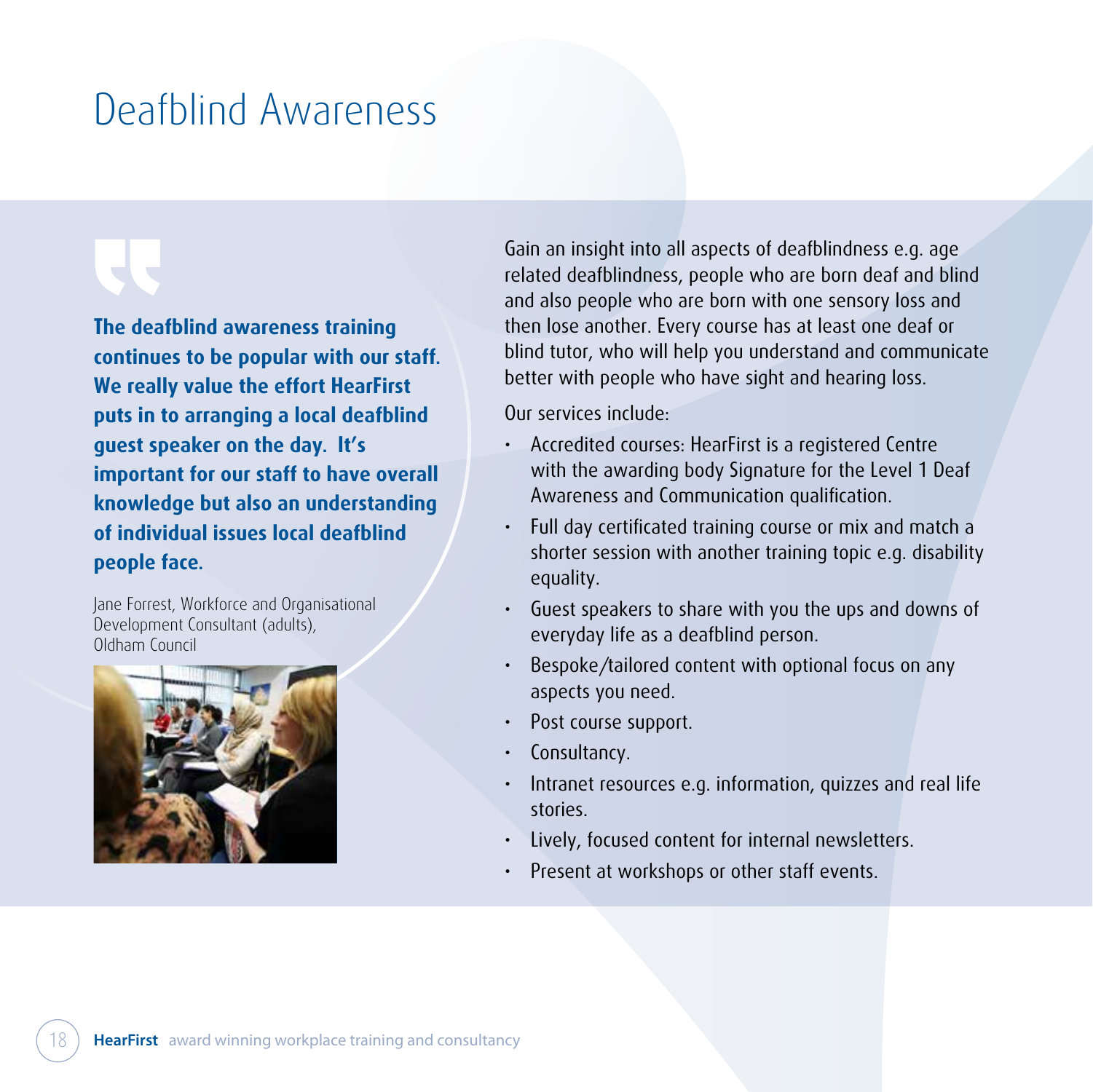# Deafblind Awareness

> **The deafblind awareness training continues to be popular with our staff. We really value the effort HearFirst puts in to arranging a local deafblind guest speaker on the day. It's important for our staff to have overall knowledge but also an understanding of individual issues local deafblind people face.**

Jane Forrest, Workforce and Organisational Development Consultant (adults), Oldham Council

Gain an insight into all aspects of deafblindness e.g. age related deafblindness, people who are born deaf and blind and also people who are born with one sensory loss and then lose another. Every course has at least one deaf or blind tutor, who will help you understand and communicate better with people who have sight and hearing loss.

Our services include:

- Accredited courses: HearFirst is a registered Centre with the awarding body Signature for the Level 1 Deaf Awareness and Communication qualification.
- Full day certificated training course or mix and match a shorter session with another training topic e.g. disability equality.
- Guest speakers to share with you the ups and downs of everyday life as a deafblind person.
- Bespoke/tailored content with optional focus on any aspects you need.
- Post course support.
- Consultancy.
- Intranet resources e.g. information, quizzes and real life stories.
- Lively, focused content for internal newsletters.
- Present at workshops or other staff events.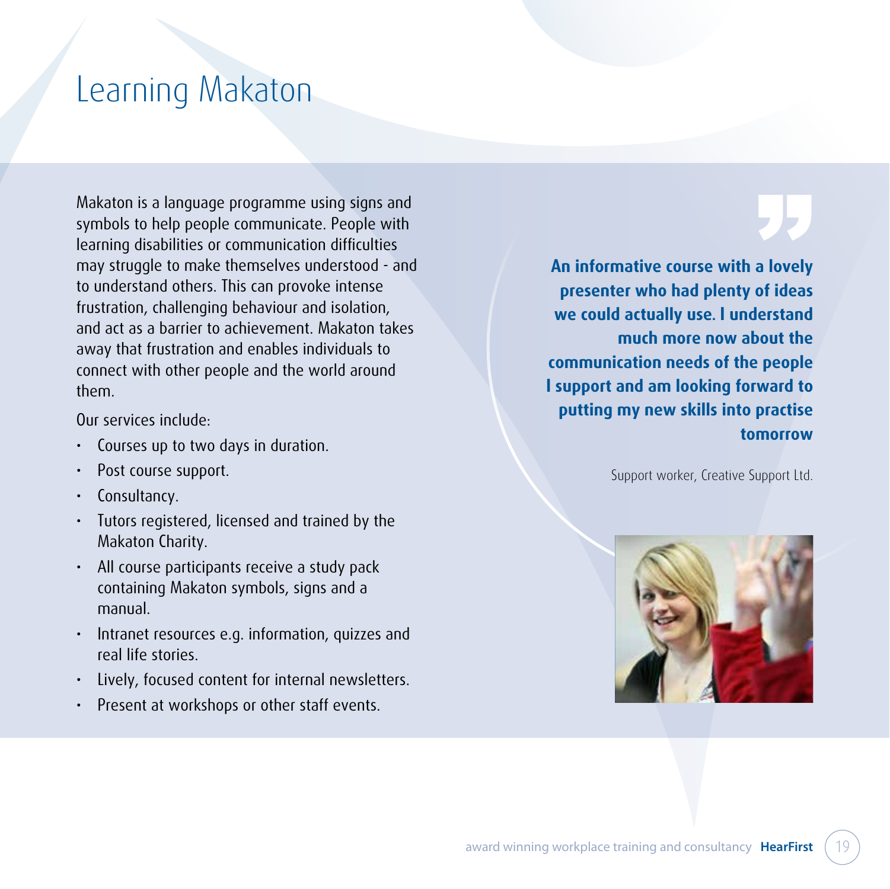# Learning Makaton

Makaton is a language programme using signs and symbols to help people communicate. People with learning disabilities or communication difficulties may struggle to make themselves understood - and to understand others. This can provoke intense frustration, challenging behaviour and isolation, and act as a barrier to achievement. Makaton takes away that frustration and enables individuals to connect with other people and the world around them.

Our services include:

- Courses up to two days in duration.
- Post course support.
- Consultancy.
- Tutors registered, licensed and trained by the Makaton Charity.
- All course participants receive a study pack containing Makaton symbols, signs and a manual.
- Intranet resources e.g. information, quizzes and real life stories.
- Lively, focused content for internal newsletters.
- Present at workshops or other staff events.

**An informative course with a lovely presenter who had plenty of ideas we could actually use. I understand much more now about the communication needs of the people I support and am looking forward to putting my new skills into practise tomorrow**

Support worker, Creative Support Ltd.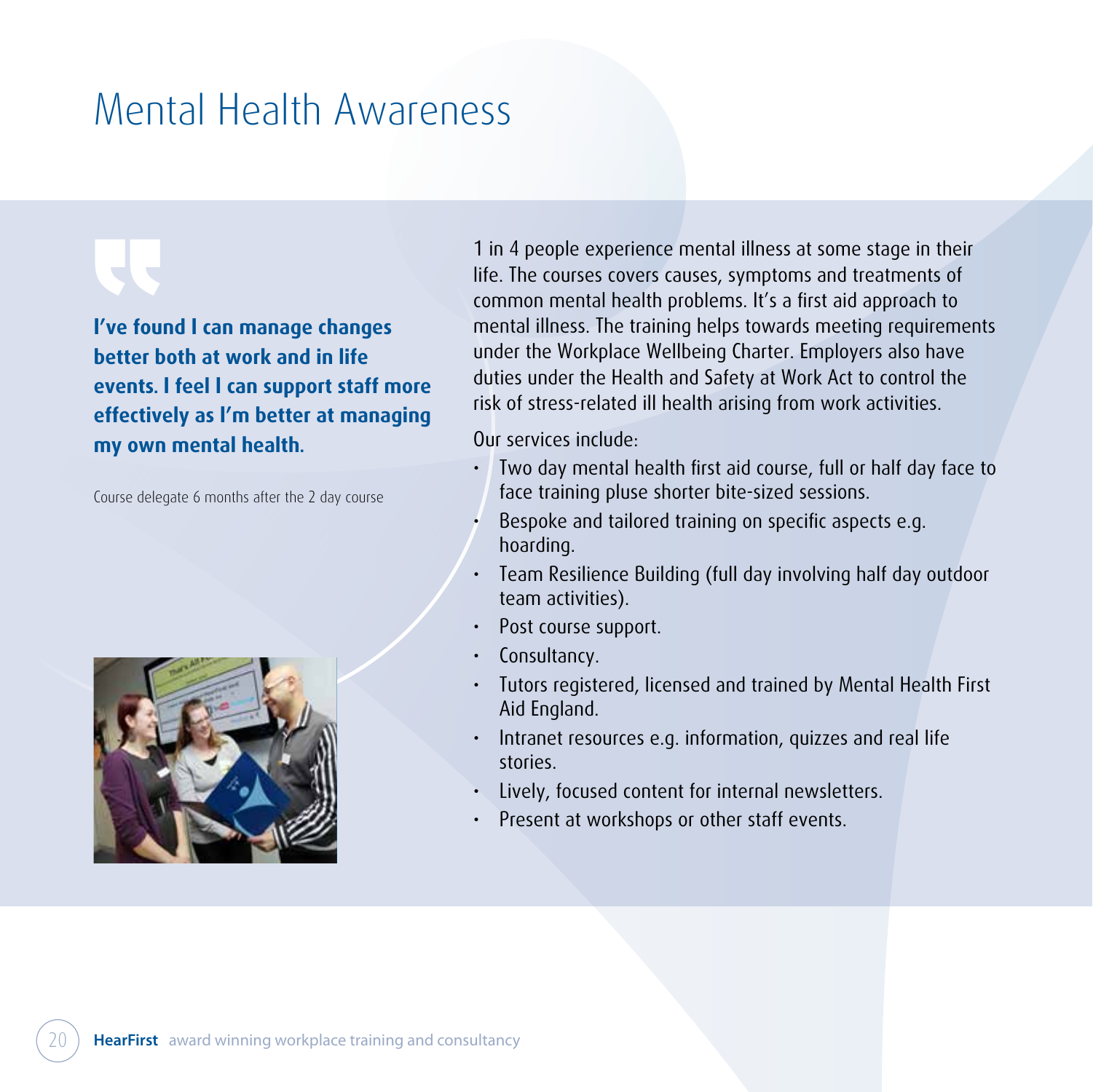# Mental Health Awareness

**I've found I can manage changes better both at work and in life events. I feel I can support staff more effectively as I'm better at managing my own mental health.**

Course delegate 6 months after the 2 day course

1 in 4 people experience mental illness at some stage in their life. The courses covers causes, symptoms and treatments of common mental health problems. It's a first aid approach to mental illness. The training helps towards meeting requirements under the Workplace Wellbeing Charter. Employers also have duties under the Health and Safety at Work Act to control the risk of stress-related ill health arising from work activities.

Our services include:

- Two day mental health first aid course, full or half day face to face training pluse shorter bite-sized sessions.
- Bespoke and tailored training on specific aspects e.g. hoarding.
- Team Resilience Building (full day involving half day outdoor team activities).
- Post course support.
- Consultancy.
- Tutors registered, licensed and trained by Mental Health First Aid England.
- Intranet resources e.g. information, quizzes and real life stories.
- Lively, focused content for internal newsletters.
- Present at workshops or other staff events.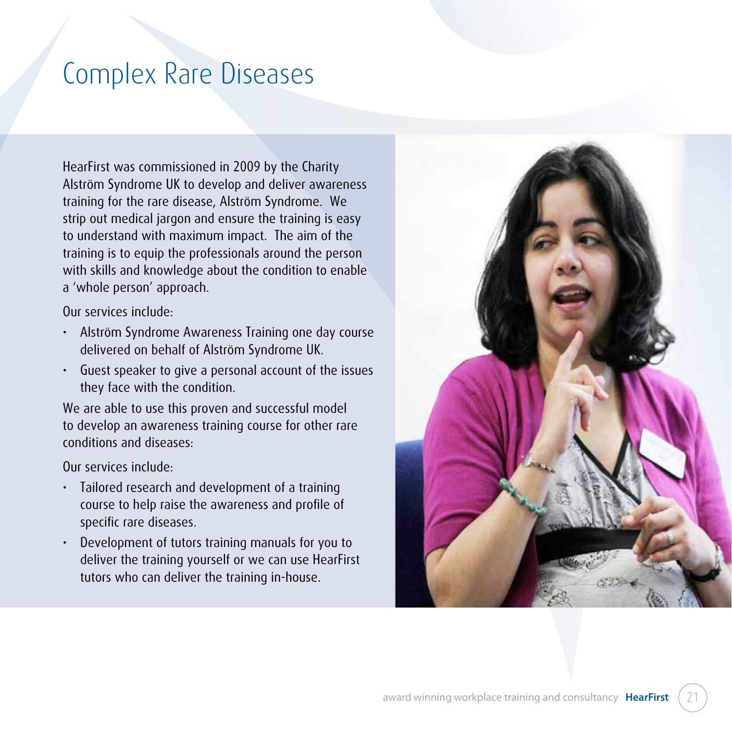# Complex Rare Diseases

HearFirst was commissioned in 2009 by the Charity Alström Syndrome UK to develop and deliver awareness training for the rare disease, Alström Syndrome. We strip out medical jargon and ensure the training is easy to understand with maximum impact. The aim of the training is to equip the professionals around the person with skills and knowledge about the condition to enable a 'whole person' approach.

Our services include:

- Alström Syndrome Awareness Training one day course delivered on behalf of Alström Syndrome UK.
- Guest speaker to give a personal account of the issues they face with the condition.

We are able to use this proven and successful model to develop an awareness training course for other rare conditions and diseases:

Our services include:

- Tailored research and development of a training course to help raise the awareness and profile of specific rare diseases.
- Development of tutors training manuals for you to deliver the training yourself or we can use HearFirst tutors who can deliver the training in-house.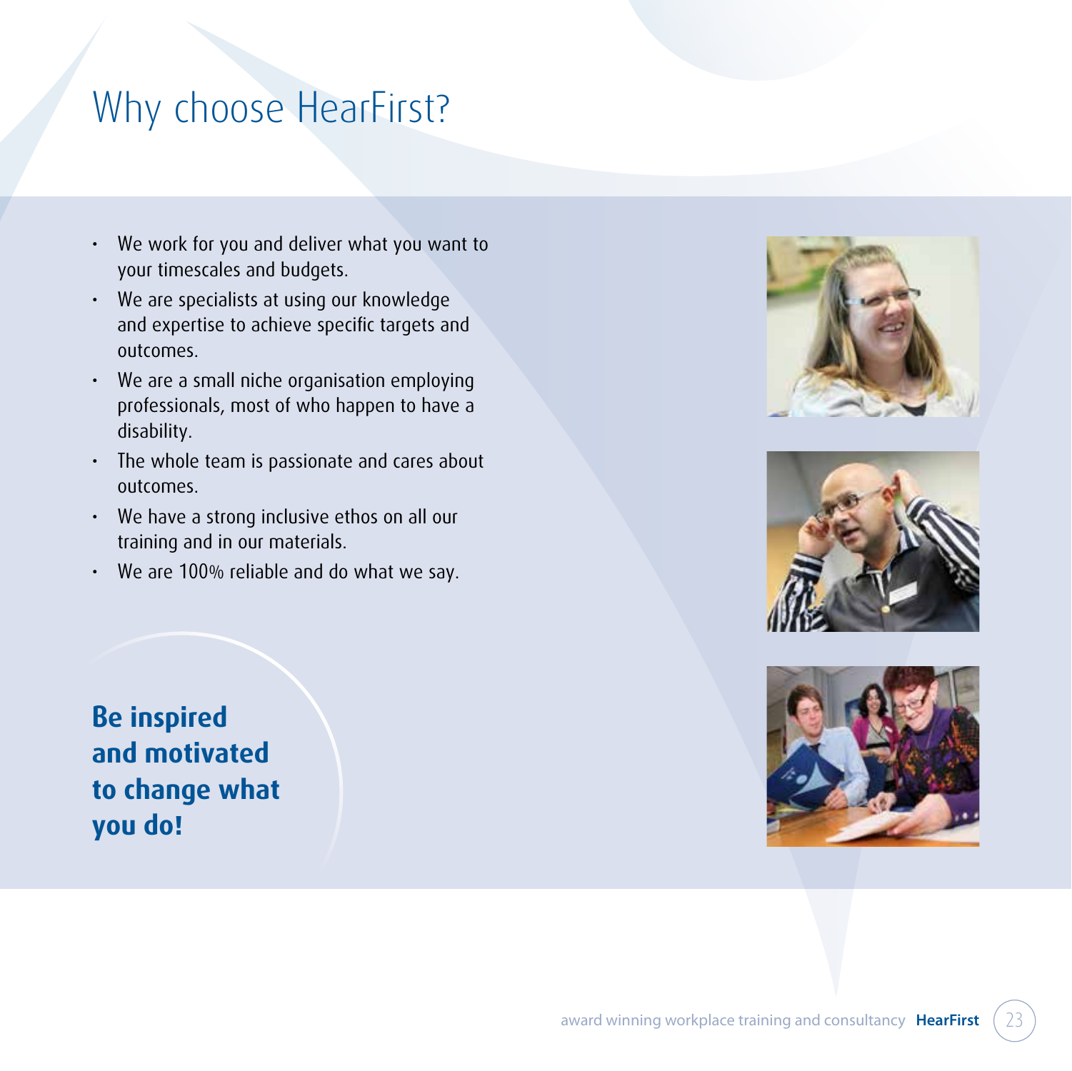# Why choose HearFirst?

- We work for you and deliver what you want to your timescales and budgets.
- We are specialists at using our knowledge and expertise to achieve specific targets and outcomes.
- We are a small niche organisation employing professionals, most of who happen to have a disability.
- The whole team is passionate and cares about outcomes.
- We have a strong inclusive ethos on all our training and in our materials.
- We are 100% reliable and do what we say.

**Be inspired and motivated to change what you do!**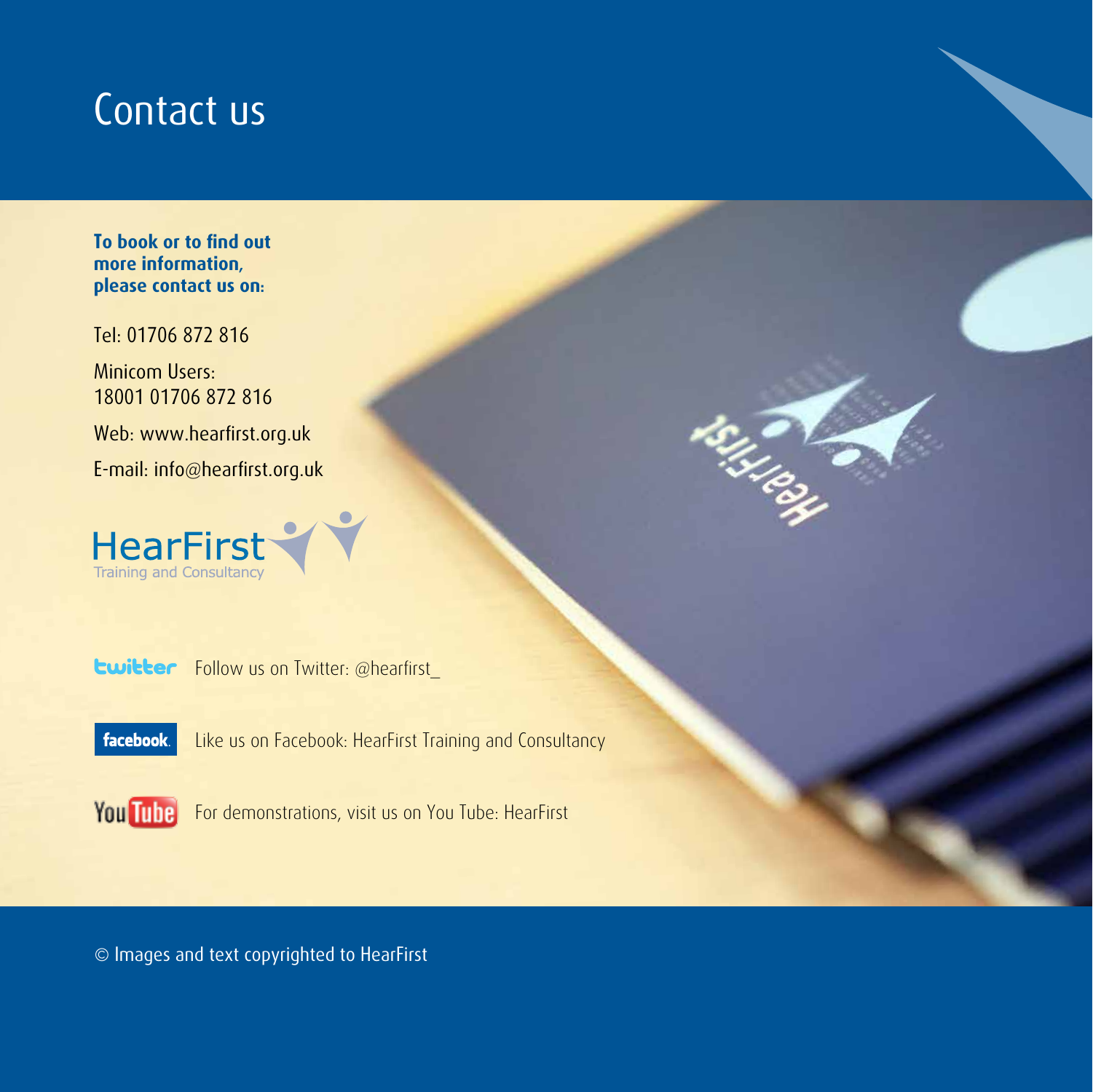# Contact us

**To book or to find out more information, please contact us on:**

Tel: 01706 872 816

Minicom Users:
18001 01706 872 816

Web: www.hearfirst.org.uk

E-mail: info@hearfirst.org.uk

HearFirst
Training and Consultancy

twitter Follow us on Twitter: @hearfirst_

facebook. Like us on Facebook: HearFirst Training and Consultancy

YouTube For demonstrations, visit us on You Tube: HearFirst

© Images and text copyrighted to HearFirst